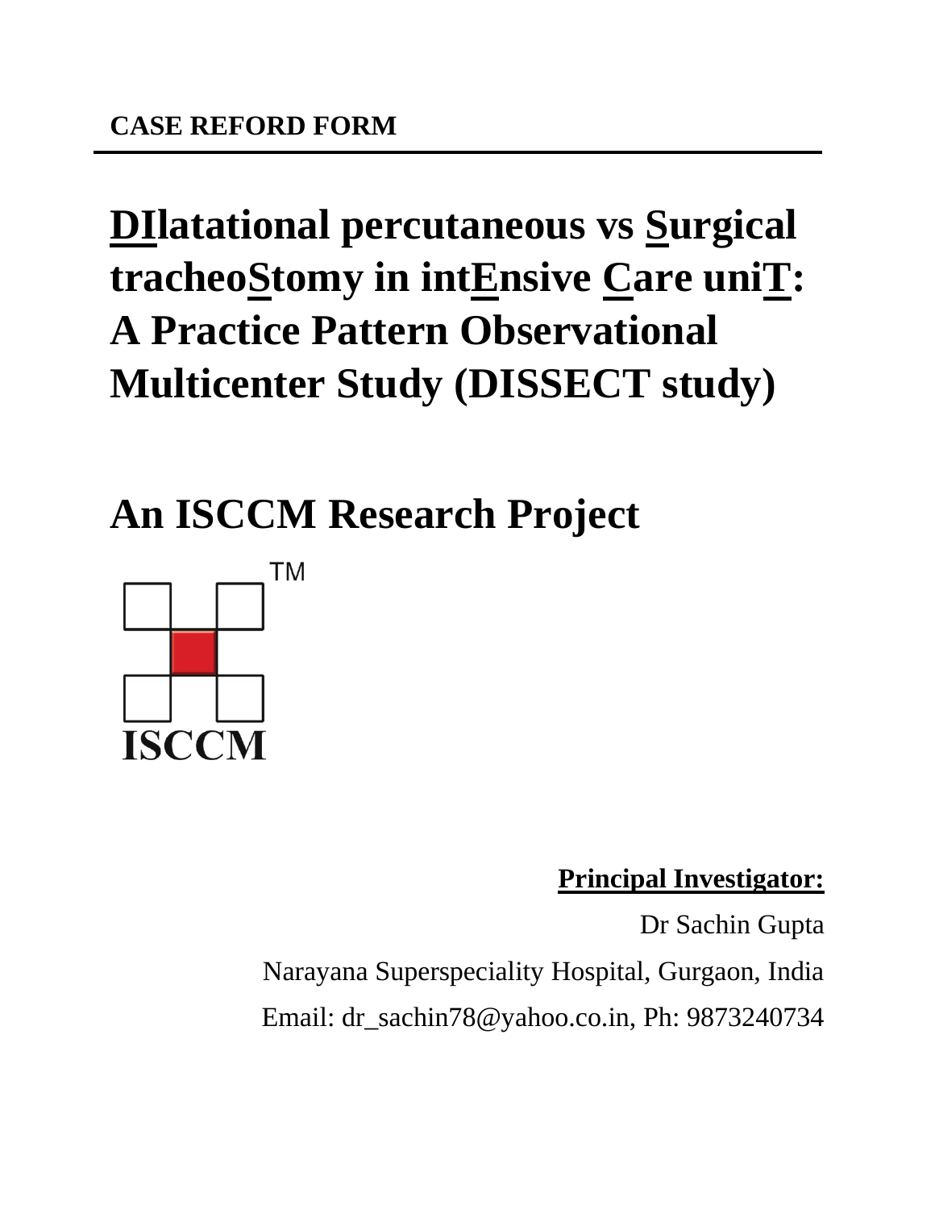**CASE REFORD FORM**

# DIlatational percutaneous vs Surgical tracheoStomy in intEnsive Care uniT: A Practice Pattern Observational Multicenter Study (DISSECT study)

# An ISCCM Research Project

ISCCM

**Principal Investigator:**

Dr Sachin Gupta

Narayana Superspeciality Hospital, Gurgaon, India

Email: dr_sachin78@yahoo.co.in, Ph: 9873240734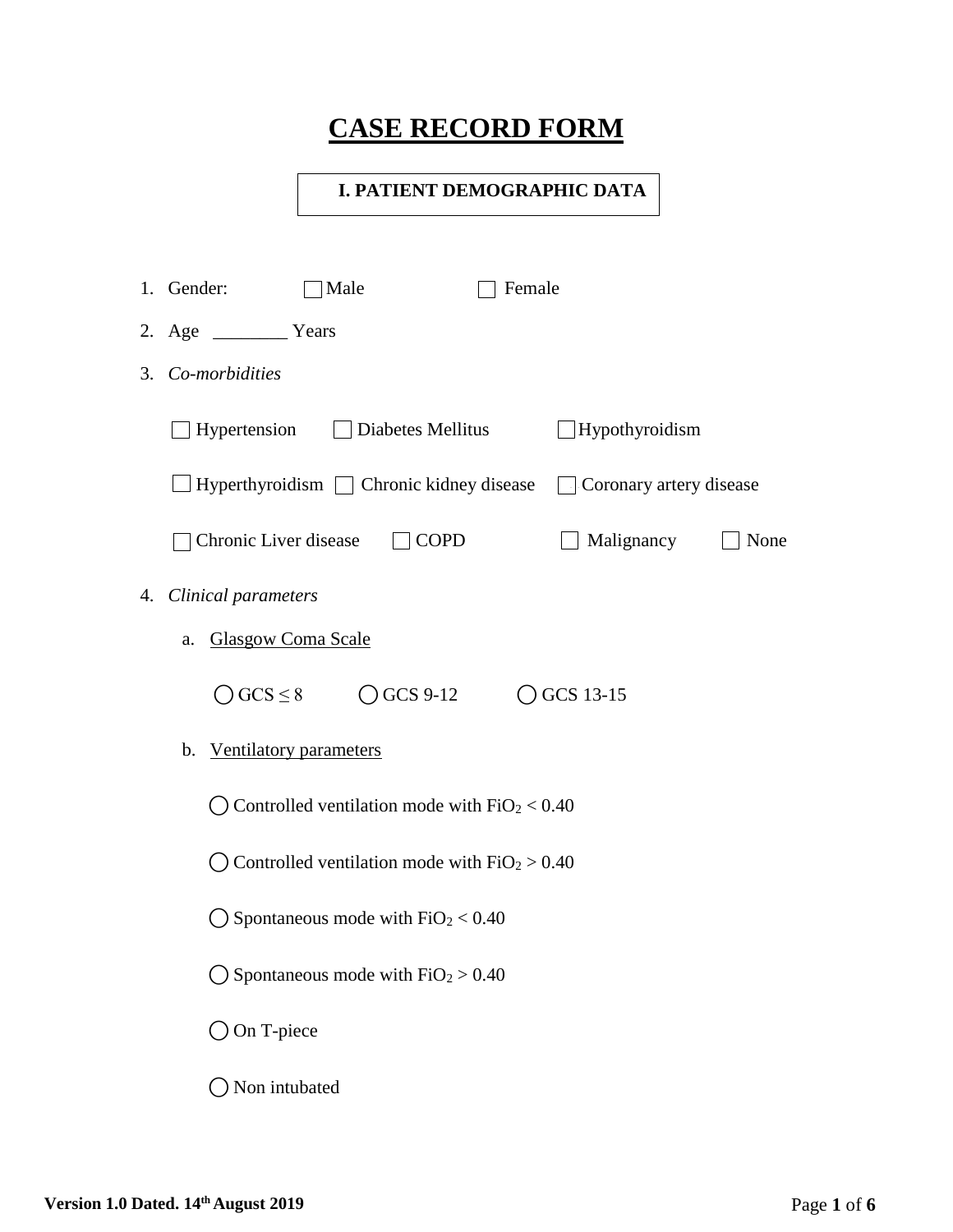# CASE RECORD FORM

## I. PATIENT DEMOGRAPHIC DATA

1. Gender: ☐ Male ☐ Female
2. Age ________ Years
3. *Co-morbidities*

   ☐ Hypertension ☐ Diabetes Mellitus ☐ Hypothyroidism

   ☐ Hyperthyroidism ☐ Chronic kidney disease ☐ Coronary artery disease

   ☐ Chronic Liver disease ☐ COPD ☐ Malignancy ☐ None

4. *Clinical parameters*

   a. Glasgow Coma Scale

      ◯ GCS ≤ 8 ◯ GCS 9-12 ◯ GCS 13-15

   b. Ventilatory parameters

      ◯ Controlled ventilation mode with $FiO_2 < 0.40$

      ◯ Controlled ventilation mode with $FiO_2 > 0.40$

      ◯ Spontaneous mode with $FiO_2 < 0.40$

      ◯ Spontaneous mode with $FiO_2 > 0.40$

      ◯ On T-piece

      ◯ Non intubated

**Version 1.0 Dated. 14th August 2019**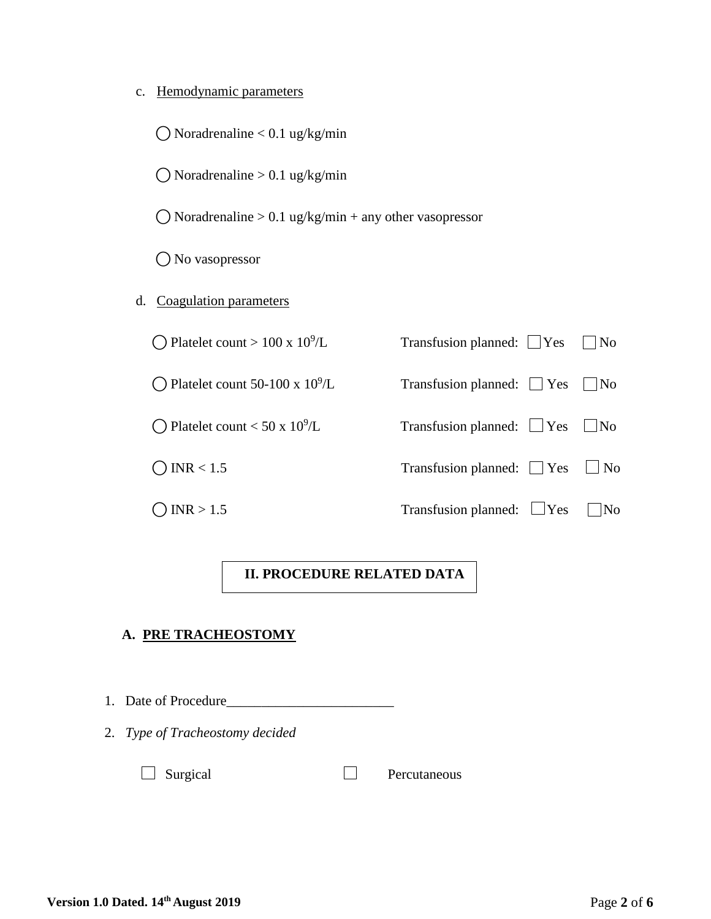c. <u>Hemodynamic parameters</u>

◯ Noradrenaline < 0.1 ug/kg/min

◯ Noradrenaline > 0.1 ug/kg/min

◯ Noradrenaline > 0.1 ug/kg/min + any other vasopressor

◯ No vasopressor

d. <u>Coagulation parameters</u>

| | |
|---|---|
| ◯ Platelet count > 100 x $10^9$/L | Transfusion planned: ☐ Yes ☐ No |
| ◯ Platelet count 50-100 x $10^9$/L | Transfusion planned: ☐ Yes ☐ No |
| ◯ Platelet count < 50 x $10^9$/L | Transfusion planned: ☐ Yes ☐ No |
| ◯ INR < 1.5 | Transfusion planned: ☐ Yes ☐ No |
| ◯ INR > 1.5 | Transfusion planned: ☐ Yes ☐ No |

## II. PROCEDURE RELATED DATA

### A. PRE TRACHEOSTOMY

1. Date of Procedure________________________

2. *Type of Tracheostomy decided*

☐ Surgical ☐ Percutaneous

**Version 1.0 Dated. 14th August 2019**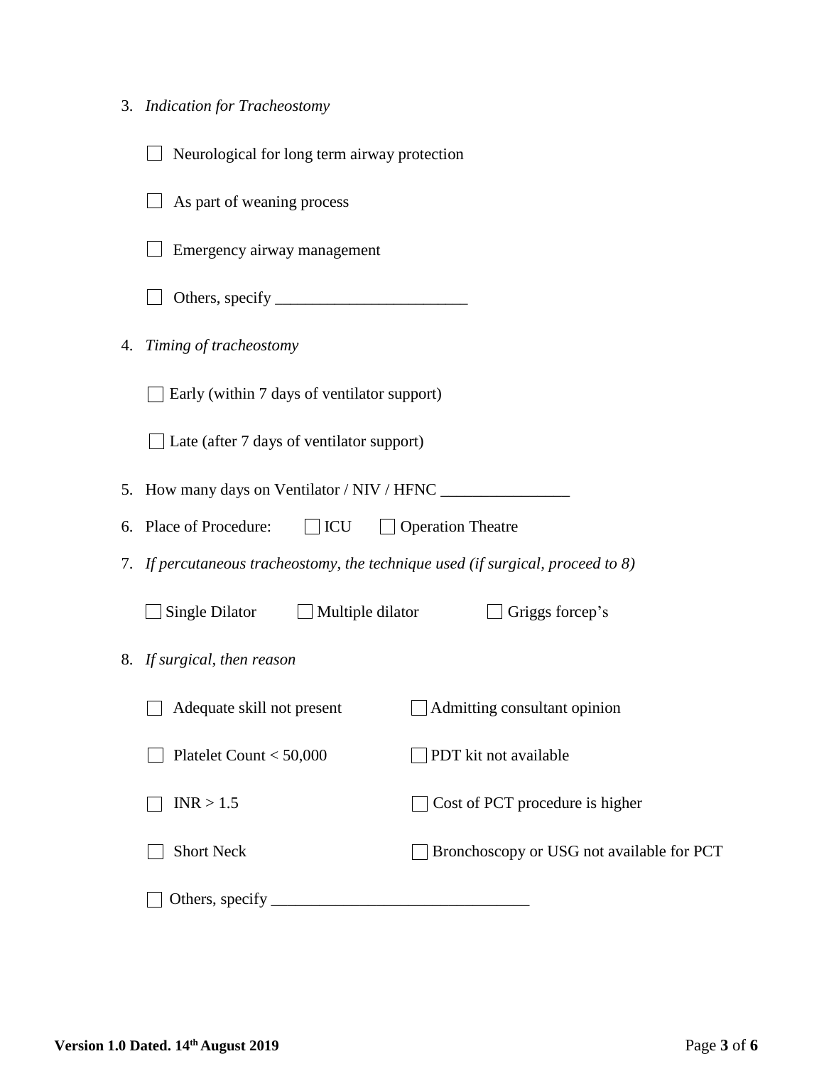3. *Indication for Tracheostomy*

   ☐ Neurological for long term airway protection

   ☐ As part of weaning process

   ☐ Emergency airway management

   ☐ Others, specify ________________________

4. *Timing of tracheostomy*

   ☐ Early (within 7 days of ventilator support)

   ☐ Late (after 7 days of ventilator support)

5. How many days on Ventilator / NIV / HFNC ________________

6. Place of Procedure: ☐ ICU ☐ Operation Theatre

7. *If percutaneous tracheostomy, the technique used (if surgical, proceed to 8)*

   ☐ Single Dilator ☐ Multiple dilator ☐ Griggs forcep's

8. *If surgical, then reason*

   ☐ Adequate skill not present ☐ Admitting consultant opinion

   ☐ Platelet Count < 50,000 ☐ PDT kit not available

   ☐ INR > 1.5 ☐ Cost of PCT procedure is higher

   ☐ Short Neck ☐ Bronchoscopy or USG not available for PCT

   ☐ Others, specify ________________________________

**Version 1.0 Dated. 14th August 2019**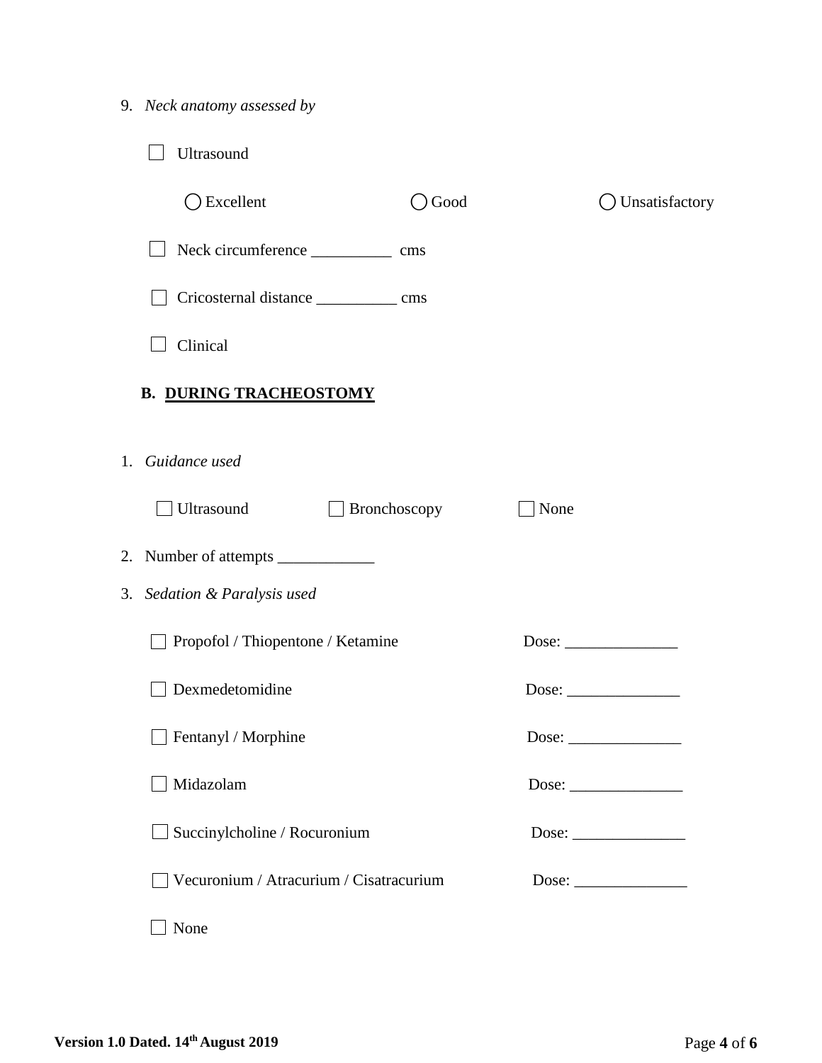9. *Neck anatomy assessed by*

   ☐ Ultrasound

   ◯ Excellent ◯ Good ◯ Unsatisfactory

   ☐ Neck circumference __________ cms

   ☐ Cricosternal distance __________ cms

   ☐ Clinical

## B. DURING TRACHEOSTOMY

1. *Guidance used*

   ☐ Ultrasound ☐ Bronchoscopy ☐ None

2. Number of attempts ____________

3. *Sedation & Paralysis used*

   ☐ Propofol / Thiopentone / Ketamine Dose: ______________

   ☐ Dexmedetomidine Dose: ______________

   ☐ Fentanyl / Morphine Dose: ______________

   ☐ Midazolam Dose: ______________

   ☐ Succinylcholine / Rocuronium Dose: ______________

   ☐ Vecuronium / Atracurium / Cisatracurium Dose: ______________

   ☐ None

**Version 1.0 Dated. 14th August 2019**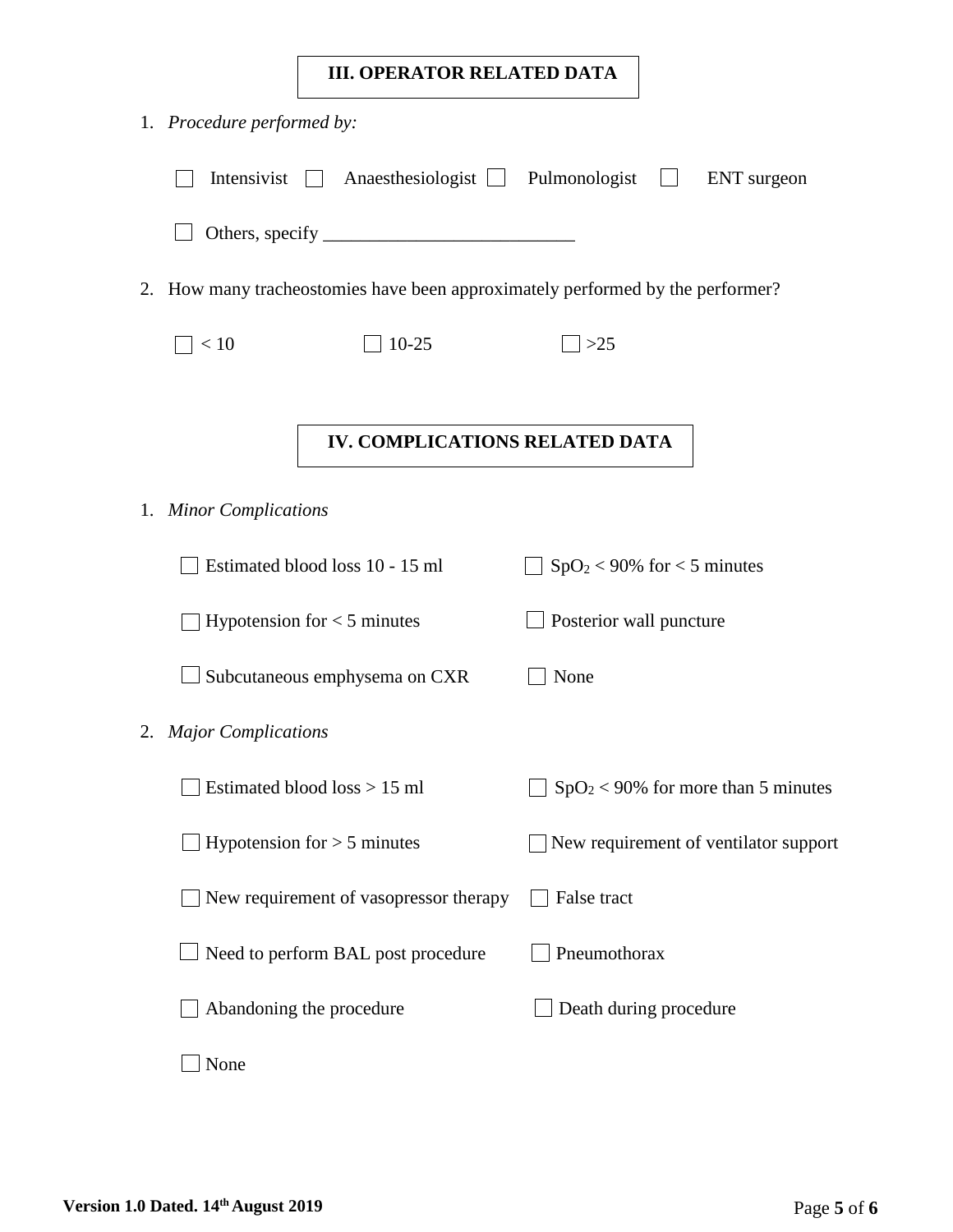## III. OPERATOR RELATED DATA

1. *Procedure performed by:*

   ☐ Intensivist ☐ Anaesthesiologist ☐ Pulmonologist ☐ ENT surgeon

   ☐ Others, specify ___________________________

2. How many tracheostomies have been approximately performed by the performer?

   ☐ < 10 ☐ 10-25 ☐ >25

## IV. COMPLICATIONS RELATED DATA

1. *Minor Complications*

   ☐ Estimated blood loss 10 - 15 ml
   ☐ $SpO_2$ < 90% for < 5 minutes
   ☐ Hypotension for < 5 minutes
   ☐ Posterior wall puncture
   ☐ Subcutaneous emphysema on CXR
   ☐ None

2. *Major Complications*

   ☐ Estimated blood loss > 15 ml
   ☐ $SpO_2$ < 90% for more than 5 minutes
   ☐ Hypotension for > 5 minutes
   ☐ New requirement of ventilator support
   ☐ New requirement of vasopressor therapy
   ☐ False tract
   ☐ Need to perform BAL post procedure
   ☐ Pneumothorax
   ☐ Abandoning the procedure
   ☐ Death during procedure
   ☐ None

**Version 1.0 Dated. 14th August 2019**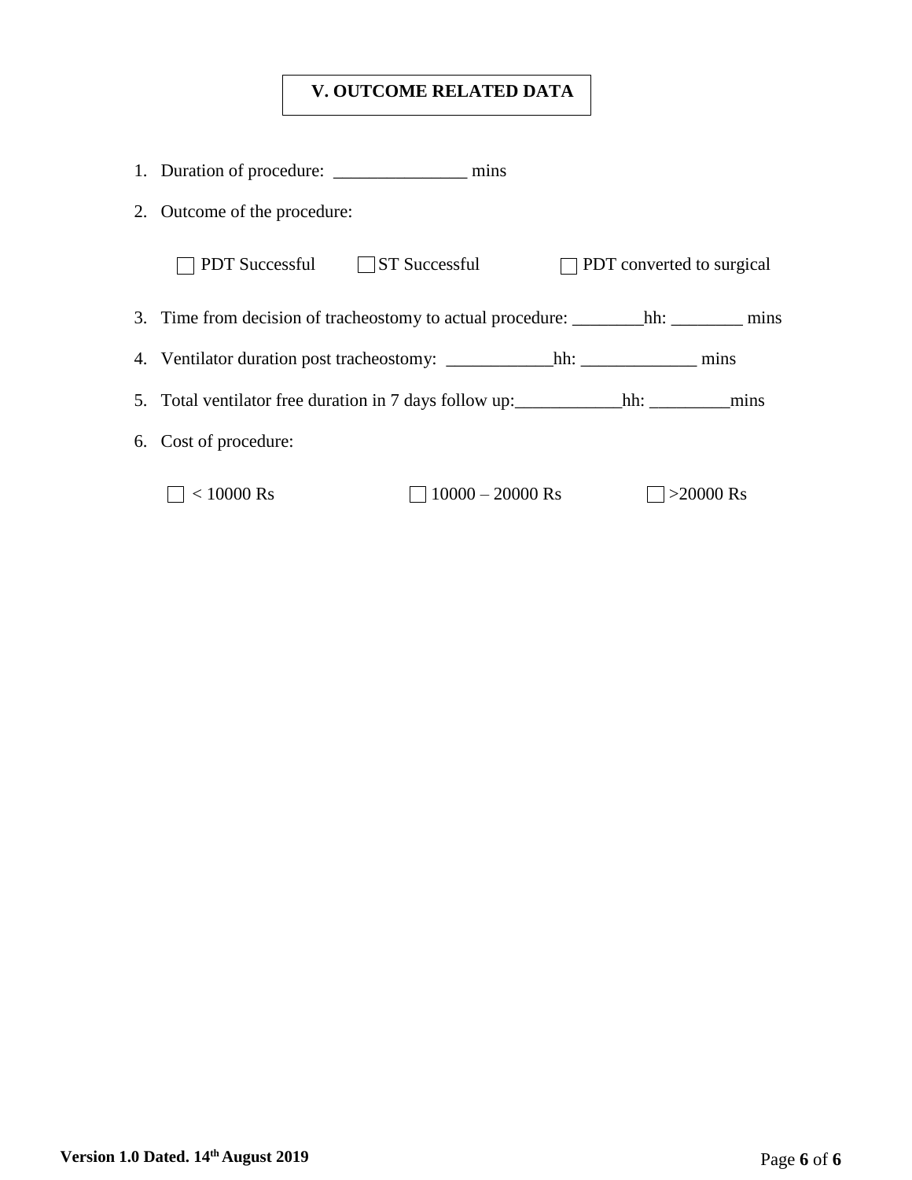## V. OUTCOME RELATED DATA

1. Duration of procedure: _______________ mins
2. Outcome of the procedure:

   ☐ PDT Successful ☐ ST Successful ☐ PDT converted to surgical

3. Time from decision of tracheostomy to actual procedure: ________hh: ________ mins
4. Ventilator duration post tracheostomy: ____________hh: _____________ mins
5. Total ventilator free duration in 7 days follow up:____________hh: _________mins
6. Cost of procedure:

   ☐ < 10000 Rs ☐ 10000 – 20000 Rs ☐ >20000 Rs

**Version 1.0 Dated. 14th August 2019**